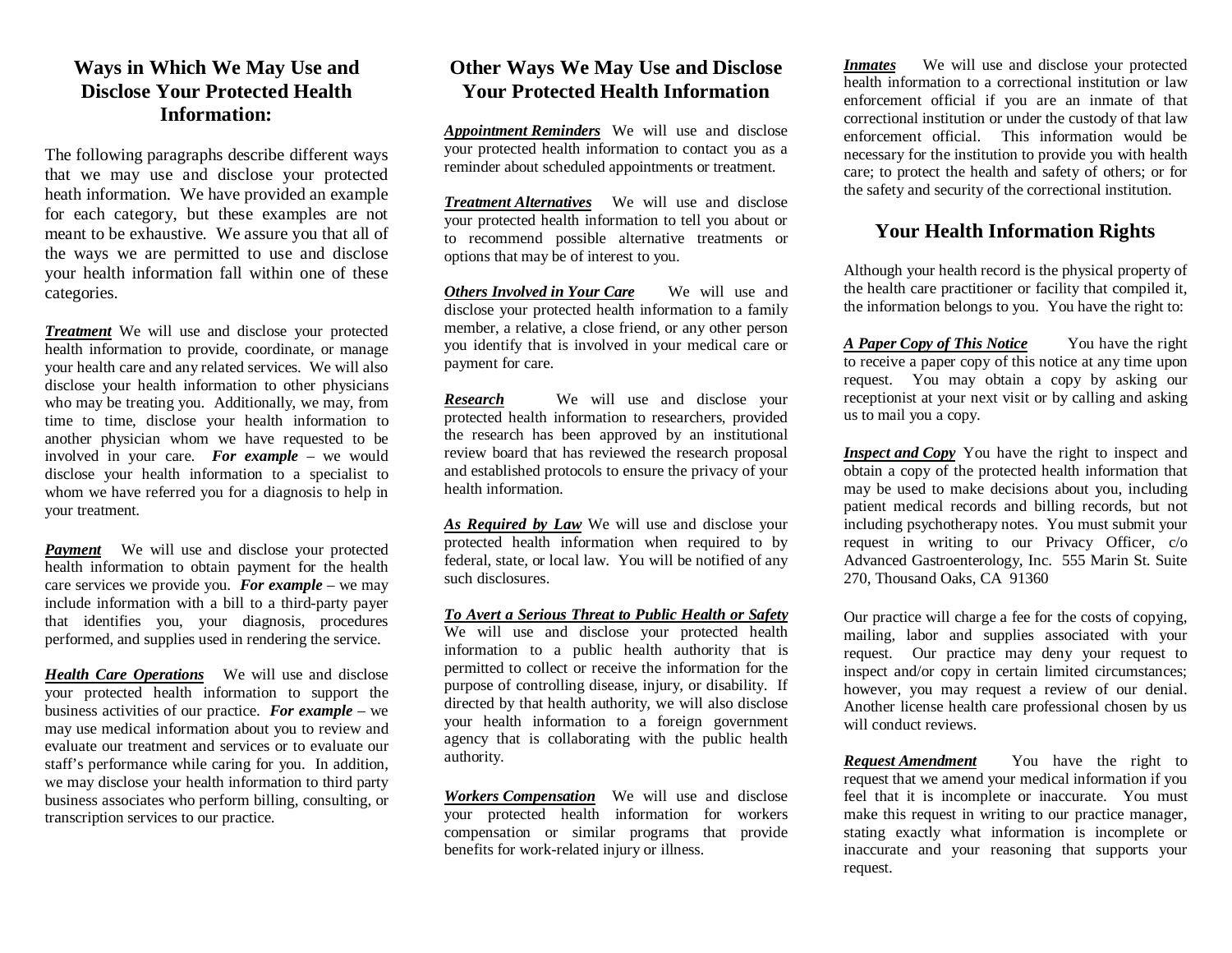## Ways in Which We May Use and Disclose Your Protected Health Information:

The following paragraphs describe different ways that we may use and disclose your protected heath information. We have provided an example for each category, but these examples are not meant to be exhaustive. We assure you that all of the ways we are permitted to use and disclose your health information fall within one of these categories.

***Treatment*** We will use and disclose your protected health information to provide, coordinate, or manage your health care and any related services. We will also disclose your health information to other physicians who may be treating you. Additionally, we may, from time to time, disclose your health information to another physician whom we have requested to be involved in your care. ***For example*** – we would disclose your health information to a specialist to whom we have referred you for a diagnosis to help in your treatment.

***Payment*** We will use and disclose your protected health information to obtain payment for the health care services we provide you. ***For example*** – we may include information with a bill to a third-party payer that identifies you, your diagnosis, procedures performed, and supplies used in rendering the service.

***Health Care Operations*** We will use and disclose your protected health information to support the business activities of our practice. ***For example*** – we may use medical information about you to review and evaluate our treatment and services or to evaluate our staff's performance while caring for you. In addition, we may disclose your health information to third party business associates who perform billing, consulting, or transcription services to our practice.

## Other Ways We May Use and Disclose Your Protected Health Information

***Appointment Reminders*** We will use and disclose your protected health information to contact you as a reminder about scheduled appointments or treatment.

***Treatment Alternatives*** We will use and disclose your protected health information to tell you about or to recommend possible alternative treatments or options that may be of interest to you.

***Others Involved in Your Care*** We will use and disclose your protected health information to a family member, a relative, a close friend, or any other person you identify that is involved in your medical care or payment for care.

***Research*** We will use and disclose your protected health information to researchers, provided the research has been approved by an institutional review board that has reviewed the research proposal and established protocols to ensure the privacy of your health information.

***As Required by Law*** We will use and disclose your protected health information when required to by federal, state, or local law. You will be notified of any such disclosures.

***To Avert a Serious Threat to Public Health or Safety*** We will use and disclose your protected health information to a public health authority that is permitted to collect or receive the information for the purpose of controlling disease, injury, or disability. If directed by that health authority, we will also disclose your health information to a foreign government agency that is collaborating with the public health authority.

***Workers Compensation*** We will use and disclose your protected health information for workers compensation or similar programs that provide benefits for work-related injury or illness.

***Inmates*** We will use and disclose your protected health information to a correctional institution or law enforcement official if you are an inmate of that correctional institution or under the custody of that law enforcement official. This information would be necessary for the institution to provide you with health care; to protect the health and safety of others; or for the safety and security of the correctional institution.

## Your Health Information Rights

Although your health record is the physical property of the health care practitioner or facility that compiled it, the information belongs to you. You have the right to:

***A Paper Copy of This Notice*** You have the right to receive a paper copy of this notice at any time upon request. You may obtain a copy by asking our receptionist at your next visit or by calling and asking us to mail you a copy.

***Inspect and Copy*** You have the right to inspect and obtain a copy of the protected health information that may be used to make decisions about you, including patient medical records and billing records, but not including psychotherapy notes. You must submit your request in writing to our Privacy Officer, c/o Advanced Gastroenterology, Inc. 555 Marin St. Suite 270, Thousand Oaks, CA 91360

Our practice will charge a fee for the costs of copying, mailing, labor and supplies associated with your request. Our practice may deny your request to inspect and/or copy in certain limited circumstances; however, you may request a review of our denial. Another license health care professional chosen by us will conduct reviews.

***Request Amendment*** You have the right to request that we amend your medical information if you feel that it is incomplete or inaccurate. You must make this request in writing to our practice manager, stating exactly what information is incomplete or inaccurate and your reasoning that supports your request.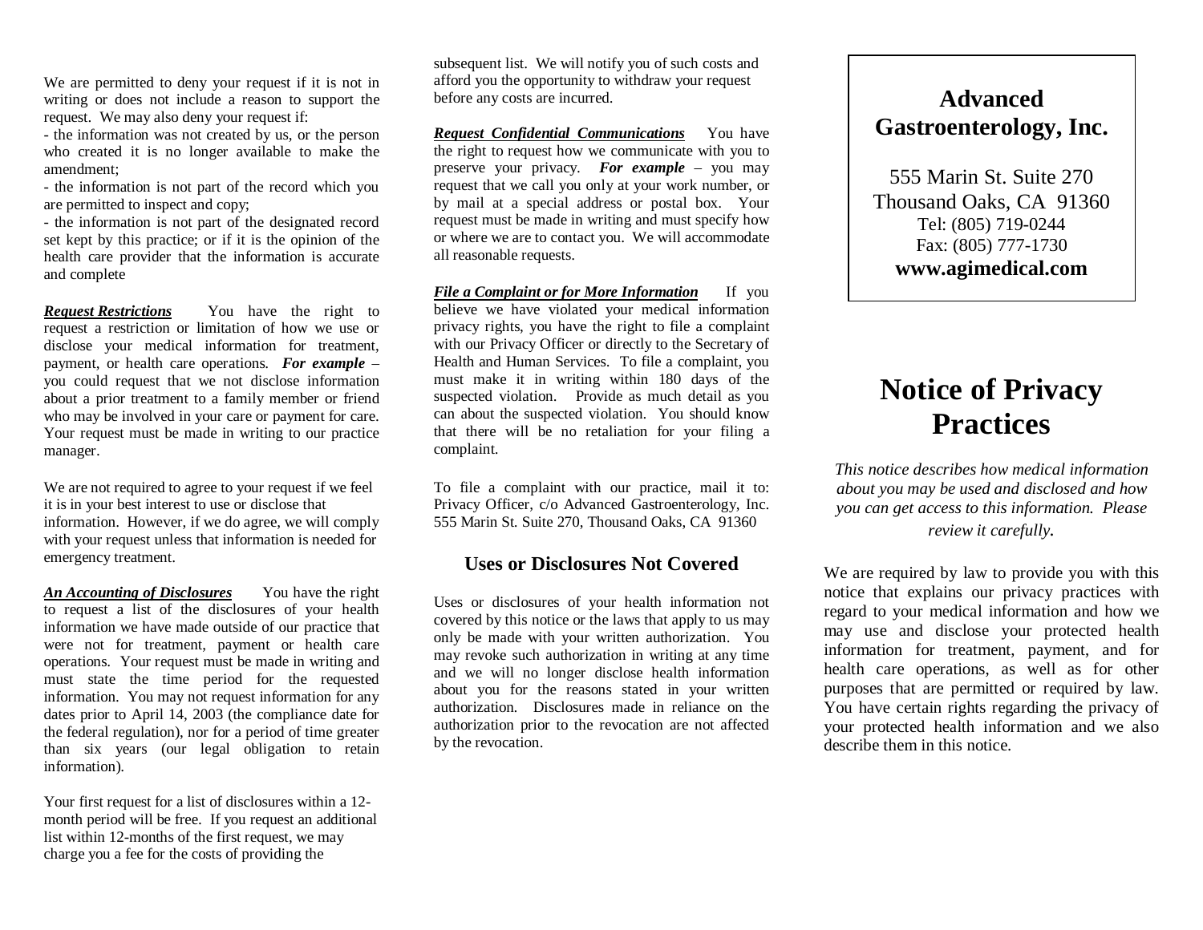We are permitted to deny your request if it is not in writing or does not include a reason to support the request. We may also deny your request if:

- the information was not created by us, or the person who created it is no longer available to make the amendment;
- the information is not part of the record which you are permitted to inspect and copy;
- the information is not part of the designated record set kept by this practice; or if it is the opinion of the health care provider that the information is accurate and complete

***Request Restrictions*** You have the right to request a restriction or limitation of how we use or disclose your medical information for treatment, payment, or health care operations. ***For example*** – you could request that we not disclose information about a prior treatment to a family member or friend who may be involved in your care or payment for care. Your request must be made in writing to our practice manager.

We are not required to agree to your request if we feel it is in your best interest to use or disclose that information. However, if we do agree, we will comply with your request unless that information is needed for emergency treatment.

***An Accounting of Disclosures*** You have the right to request a list of the disclosures of your health information we have made outside of our practice that were not for treatment, payment or health care operations. Your request must be made in writing and must state the time period for the requested information. You may not request information for any dates prior to April 14, 2003 (the compliance date for the federal regulation), nor for a period of time greater than six years (our legal obligation to retain information).

Your first request for a list of disclosures within a 12-month period will be free. If you request an additional list within 12-months of the first request, we may charge you a fee for the costs of providing the subsequent list. We will notify you of such costs and afford you the opportunity to withdraw your request before any costs are incurred.

***Request Confidential Communications*** You have the right to request how we communicate with you to preserve your privacy. ***For example*** – you may request that we call you only at your work number, or by mail at a special address or postal box. Your request must be made in writing and must specify how or where we are to contact you. We will accommodate all reasonable requests.

***File a Complaint or for More Information*** If you believe we have violated your medical information privacy rights, you have the right to file a complaint with our Privacy Officer or directly to the Secretary of Health and Human Services. To file a complaint, you must make it in writing within 180 days of the suspected violation. Provide as much detail as you can about the suspected violation. You should know that there will be no retaliation for your filing a complaint.

To file a complaint with our practice, mail it to: Privacy Officer, c/o Advanced Gastroenterology, Inc. 555 Marin St. Suite 270, Thousand Oaks, CA 91360

## Uses or Disclosures Not Covered

Uses or disclosures of your health information not covered by this notice or the laws that apply to us may only be made with your written authorization. You may revoke such authorization in writing at any time and we will no longer disclose health information about you for the reasons stated in your written authorization. Disclosures made in reliance on the authorization prior to the revocation are not affected by the revocation.

**Advanced Gastroenterology, Inc.**

555 Marin St. Suite 270
Thousand Oaks, CA 91360
Tel: (805) 719-0244
Fax: (805) 777-1730
**www.agimedical.com**

# Notice of Privacy Practices

*This notice describes how medical information about you may be used and disclosed and how you can get access to this information. Please review it carefully.*

We are required by law to provide you with this notice that explains our privacy practices with regard to your medical information and how we may use and disclose your protected health information for treatment, payment, and for health care operations, as well as for other purposes that are permitted or required by law. You have certain rights regarding the privacy of your protected health information and we also describe them in this notice.